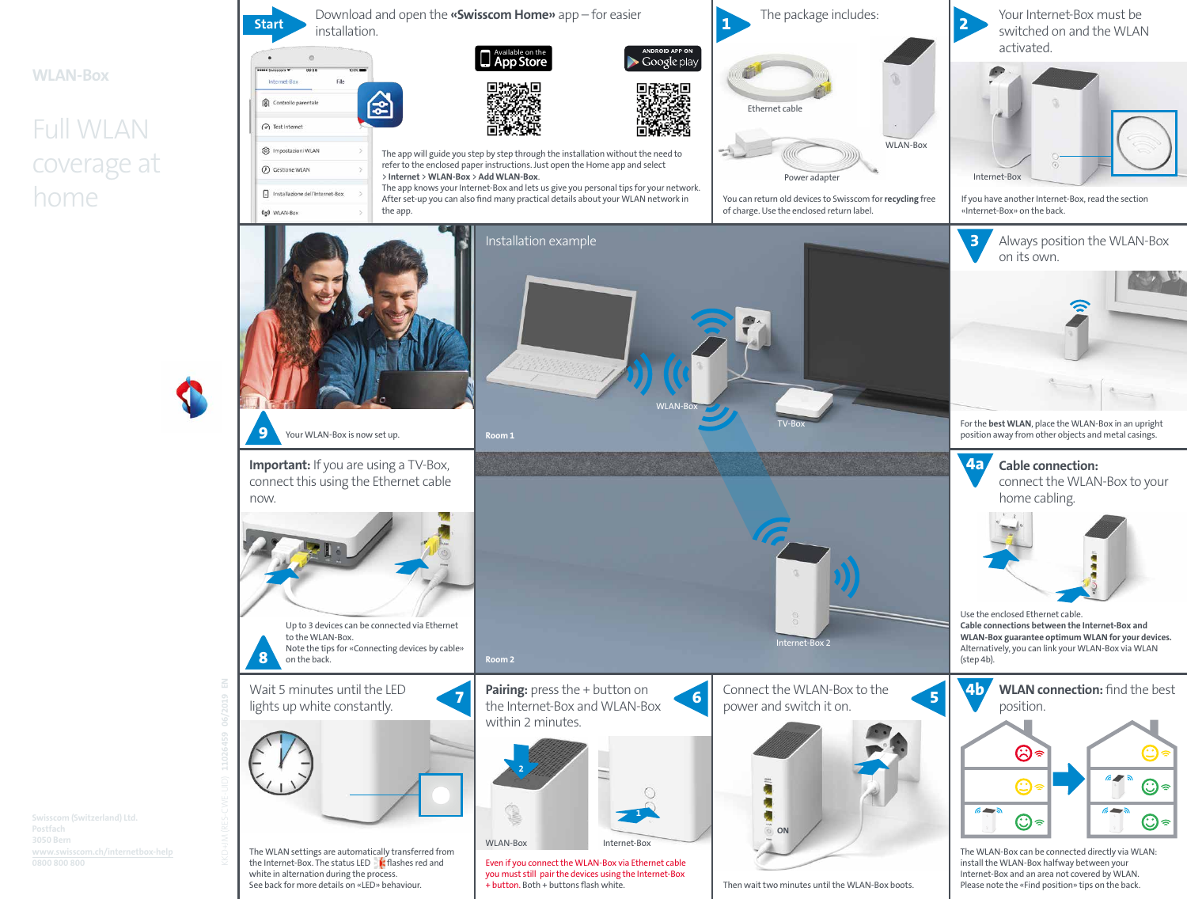# WLAN-Box

## Full WLAN coverage at home

Swisscom (Switzerland) Ltd.
Postfach
3050 Bern
www.swisscom.ch/internetbox-help
0800 800 800

KKD-HM (RES-CWE-UID) 11026459 06/2019 EN

## Start

Download and open the **«Swisscom Home»** app – for easier installation.

Available on the App Store

ANDROID APP ON Google play

The app will guide you step by step through the installation without the need to refer to the enclosed paper instructions. Just open the Home app and select **> Internet > WLAN-Box > Add WLAN-Box.**

The app knows your Internet-Box and lets us give you personal tips for your network. After set-up you can also find many practical details about your WLAN network in the app.

## 1

The package includes:

Ethernet cable

WLAN-Box

Power adapter

You can return old devices to Swisscom for **recycling** free of charge. Use the enclosed return label.

## 2

Your Internet-Box must be switched on and the WLAN activated.

Internet-Box

If you have another Internet-Box, read the section «Internet-Box» on the back.

## Installation example

WLAN-Box

TV-Box

Room 1

Internet-Box 2

Room 2

## 3

Always position the WLAN-Box on its own.

For the **best WLAN**, place the WLAN-Box in an upright position away from other objects and metal casings.

## 4a

**Cable connection:** connect the WLAN-Box to your home cabling.

Use the enclosed Ethernet cable.
**Cable connections between the Internet-Box and WLAN-Box guarantee optimum WLAN for your devices.**
Alternatively, you can link your WLAN-Box via WLAN (step 4b).

## 4b

**WLAN connection:** find the best position.

The WLAN-Box can be connected directly via WLAN: install the WLAN-Box halfway between your Internet-Box and an area not covered by WLAN. Please note the «Find position» tips on the back.

## 5

Connect the WLAN-Box to the power and switch it on.

ON

Then wait two minutes until the WLAN-Box boots.

## 6

**Pairing:** press the + button on the Internet-Box and WLAN-Box within 2 minutes.

WLAN-Box

Internet-Box

Even if you connect the WLAN-Box via Ethernet cable you must still pair the devices using the Internet-Box + button. Both + buttons flash white.

## 7

Wait 5 minutes until the LED lights up white constantly.

The WLAN settings are automatically transferred from the Internet-Box. The status LED flashes red and white in alternation during the process.
See back for more details on «LED» behaviour.

## 8

**Important:** If you are using a TV-Box, connect this using the Ethernet cable now.

Up to 3 devices can be connected via Ethernet to the WLAN-Box.
Note the tips for «Connecting devices by cable» on the back.

## 9

Your WLAN-Box is now set up.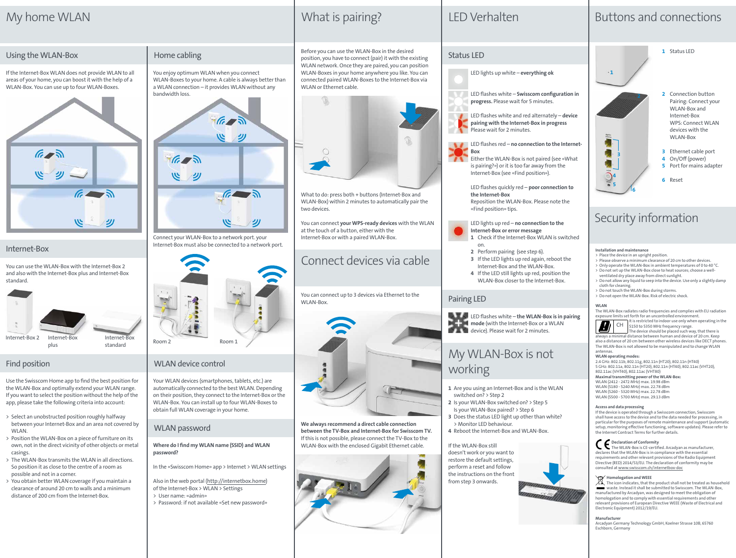# My home WLAN

## Using the WLAN-Box

If the Internet-Box WLAN does not provide WLAN to all areas of your home, you can boost it with the help of a WLAN-Box. You can use up to four WLAN-Boxes.

## Internet-Box

You can use the WLAN-Box with the Internet-Box 2 and also with the Internet-Box plus and Internet-Box standard.

Internet-Box 2

Internet-Box plus

Internet-Box standard

## Find position

Use the Swisscom Home app to find the best position for the WLAN-Box and optimally extend your WLAN range. If you want to select the position without the help of the app, please take the following criteria into account:

- Select an unobstructed location roughly halfway between your Internet-Box and an area not covered by WLAN.
- Position the WLAN-Box on a piece of furniture on its own, not in the direct vicinity of other objects or metal casings.
- The WLAN-Box transmits the WLAN in all directions. So position it as close to the centre of a room as possible and not in a corner.
- You obtain better WLAN coverage if you maintain a clearance of around 20 cm to walls and a minimum distance of 200 cm from the Internet-Box.

## Home cabling

You enjoy optimum WLAN when you connect WLAN-Boxes to your home. A cable is always better than a WLAN connection – it provides WLAN without any bandwidth loss.

Connect your WLAN-Box to a network port. your Internet-Box must also be connected to a network port.

Room 2

Room 1

## WLAN device control

Your WLAN devices (smartphones, tablets, etc.) are automatically connected to the best WLAN. Depending on their position, they connect to the Internet-Box or the WLAN-Box. You can install up to four WLAN-Boxes to obtain full WLAN coverage in your home.

## WLAN password

**Where do I find my WLAN name (SSID) and WLAN password?**

In the «Swisscom Home» app > Internet > WLAN settings

Also in the web portal (http://internetbox.home) of the Internet-Box > WLAN > Settings

- User name: «admin»
- Password: if not available «Set new password»

# What is pairing?

Before you can use the WLAN-Box in the desired position, you have to connect (pair) it with the existing WLAN network. Once they are paired, you can position WLAN-Boxes in your home anywhere you like. You can connect paired WLAN-Boxes to the Internet-Box via WLAN or Ethernet cable.

What to do: press both + buttons (Internet-Box and WLAN-Box) within 2 minutes to automatically pair the two devices.

You can connect **your WPS-ready devices** with the WLAN at the touch of a button, either with the Internet-Box or with a paired WLAN-Box.

# Connect devices via cable

You can connect up to 3 devices via Ethernet to the WLAN-Box.

**We always recommend a direct cable connection between the TV-Box and Internet-Box for Swisscom TV.** If this is not possible, please connect the TV-Box to the WLAN-Box with the enclosed Gigabit Ethernet cable.

# LED Verhalten

## Status LED

LED lights up white – **everything ok**

LED flashes white – **Swisscom configuration in progress.** Please wait for 5 minutes.

LED flashes white and red alternately – **device pairing with the Internet-Box in progress** Please wait for 2 minutes.

LED flashes red – **no connection to the Internet-Box**
Either the WLAN-Box is not paired (see «What is pairing?») or it is too far away from the Internet-Box (see «Find position»).

LED flashes quickly red – **poor connection to the Internet-Box**
Reposition the WLAN-Box. Please note the «Find position» tips.

LED lights up red – **no connection to the Internet-Box or error message**

1. Check if the Internet-Box WLAN is switched on.
2. Perform pairing (see step 6).
3. If the LED lights up red again, reboot the Internet-Box and the WLAN-Box.
4. If the LED still lights up red, position the WLAN-Box closer to the Internet-Box.

## Pairing LED

LED flashes white – **the WLAN-Box is in pairing mode** (with the Internet-Box or a WLAN device). Please wait for 2 minutes.

# My WLAN-Box is not working

1. Are you using an Internet-Box and is the WLAN switched on? > Step 2
2. Is your WLAN-Box switched on? > Step 5
   Is your WLAN-Box paired? > Step 6
3. Does the status LED light up other than white?
   > Monitor LED behaviour.
4. Reboot the Internet-Box and WLAN-Box.

If the WLAN-Box still doesn't work or you want to restore the default settings, perform a reset and follow the instructions on the front from step 3 onwards.

# Buttons and connections

1. Status LED
2. Connection button
   Pairing: Connect your WLAN-Box and Internet-Box
   WPS: Connect WLAN devices with the WLAN-Box
3. Ethernet cable port
4. On/Off (power)
5. Port for mains adapter
6. Reset

# Security information

**Installation and maintenance**

- Place the device in an upright position.
- Please observe a minimum clearance of 20 cm to other devices.
- Only operate the WLAN-Box in ambient temperatures of 0 to 40 °C.
- Do not set up the WLAN-Box close to heat sources; choose a well-ventilated dry place away from direct sunlight.
- Do not allow any liquid to seep into the device. Use only a slightly damp cloth for cleaning.
- Do not touch the WLAN-Box during storms.
- Do not open the WLAN-Box. Risk of electric shock.

**WLAN**

The WLAN-Box radiates radio frequencies and complies with EU radiation exposure limits set forth for an uncontrolled environment.

CH

It is restricted to indoor use only when operating in the 5150 to 5350 MHz frequency range.

The device should be placed such way, that there is always a minimal distance between human and device of 20 cm. Keep also a distance of 20 cm between other wireless devices like DECT phones. The WLAN-Box is not allowed to be manipulated and to change WLAN antennas.

**WLAN operating modes:**
2.4 GHz: 802.11b, 802.11g, 802.11n (HT20), 802.11n (HT40)
5 GHz: 802.11a, 802.11n (HT20), 802.11n (HT40), 802.11ac (VHT20), 802.11ac (VHT40), 802.11ac (VHT80)

**Maximal transmitting power of the WLAN-Box:**
WLAN (2412 - 2472 MHz) max. 19.98 dBm
WLAN (5180 - 5240 MHz) max. 22.78 dBm
WLAN (5260 - 5320 MHz) max. 22.78 dBm
WLAN (5500 - 5700 MHz) max. 29.13 dBm

**Access and data processing**

If the device is operated through a Swisscom connection, Swisscom shall have access to the device and to the data needed for processing, in particular for the purposes of remote maintenance and support (automatic setup, monitoring effective functioning, software updates). Please refer to the Internet Contract Terms for further details.

**Declaration of Conformity**

The WLAN-Box is CE-certified. Arcadyan as manufacturer, declares that the WLAN-Box is in compliance with the essential requirements and other relevant provisions of the Radio Equipment Directive (RED) 2014/53/EU. The declaration of conformity may be consulted at www.swisscom.ch/internetbox-doc

**Homologation and WEEE**

The icon indicates, that the product shall not be treated as household waste. Instead it shall be submitted to Swisscom. The WLAN-Box, manufactured by Arcadyan, was designed to meet the obligation of homologation and to comply with essential requirements and other relevant provisions of European Directive WEEE (Waste of Electrical and Electronic Equipment) 2012/19/EU.

**Manufacturer**

Arcadyan Germany Technology GmbH, Koelner Strasse 10B, 65760 Eschborn, Germany